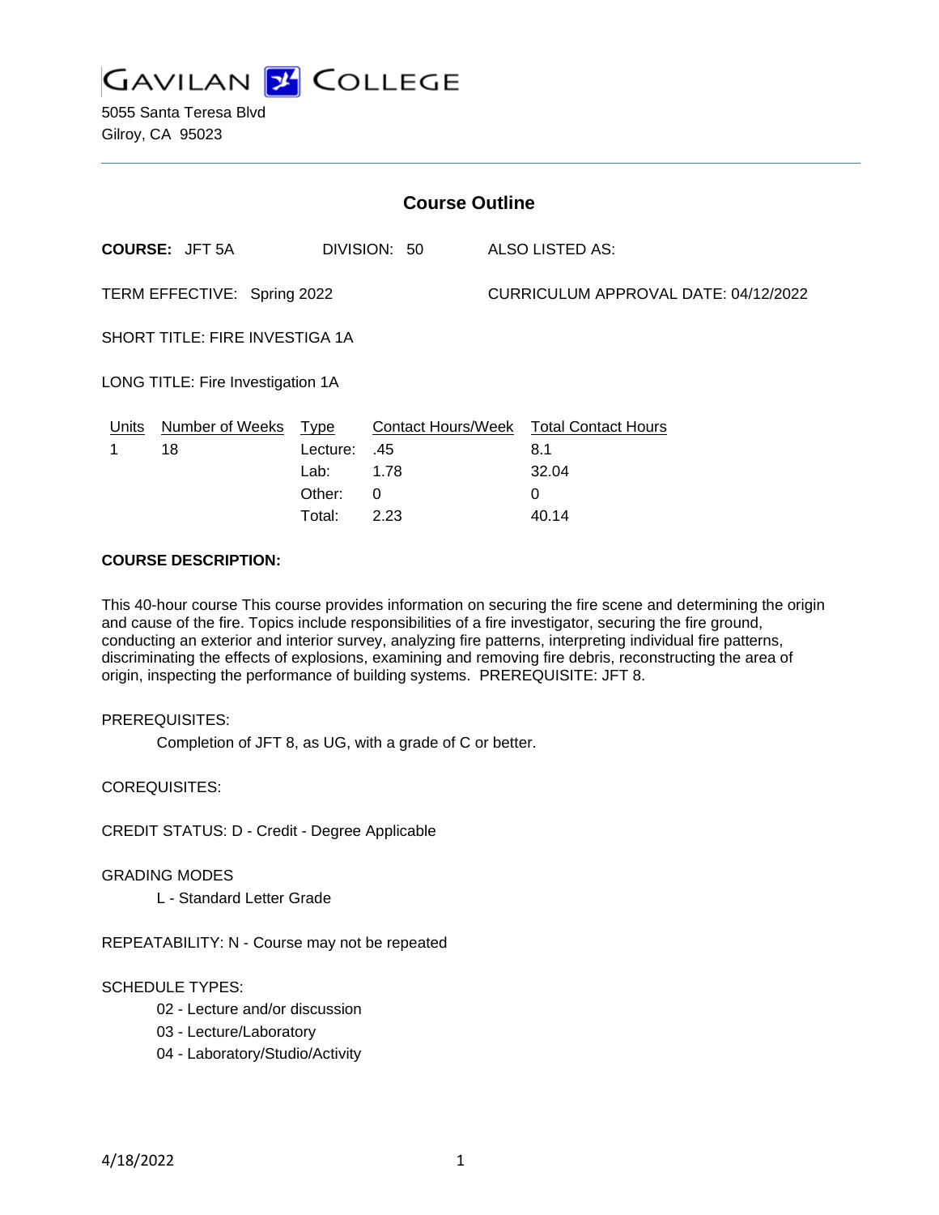GAVILAN COLLEGE

5055 Santa Teresa Blvd
Gilroy, CA 95023

## Course Outline

**COURSE:** JFT 5A    DIVISION: 50    ALSO LISTED AS:

TERM EFFECTIVE: Spring 2022    CURRICULUM APPROVAL DATE: 04/12/2022

SHORT TITLE: FIRE INVESTIGA 1A

LONG TITLE: Fire Investigation 1A

| Units | Number of Weeks | Type | Contact Hours/Week | Total Contact Hours |
|---|---|---|---|---|
| 1 | 18 | Lecture: | .45 | 8.1 |
| | | Lab: | 1.78 | 32.04 |
| | | Other: | 0 | 0 |
| | | Total: | 2.23 | 40.14 |

**COURSE DESCRIPTION:**

This 40-hour course This course provides information on securing the fire scene and determining the origin and cause of the fire. Topics include responsibilities of a fire investigator, securing the fire ground, conducting an exterior and interior survey, analyzing fire patterns, interpreting individual fire patterns, discriminating the effects of explosions, examining and removing fire debris, reconstructing the area of origin, inspecting the performance of building systems. PREREQUISITE: JFT 8.

PREREQUISITES:

Completion of JFT 8, as UG, with a grade of C or better.

COREQUISITES:

CREDIT STATUS: D - Credit - Degree Applicable

GRADING MODES

L - Standard Letter Grade

REPEATABILITY: N - Course may not be repeated

SCHEDULE TYPES:

02 - Lecture and/or discussion
03 - Lecture/Laboratory
04 - Laboratory/Studio/Activity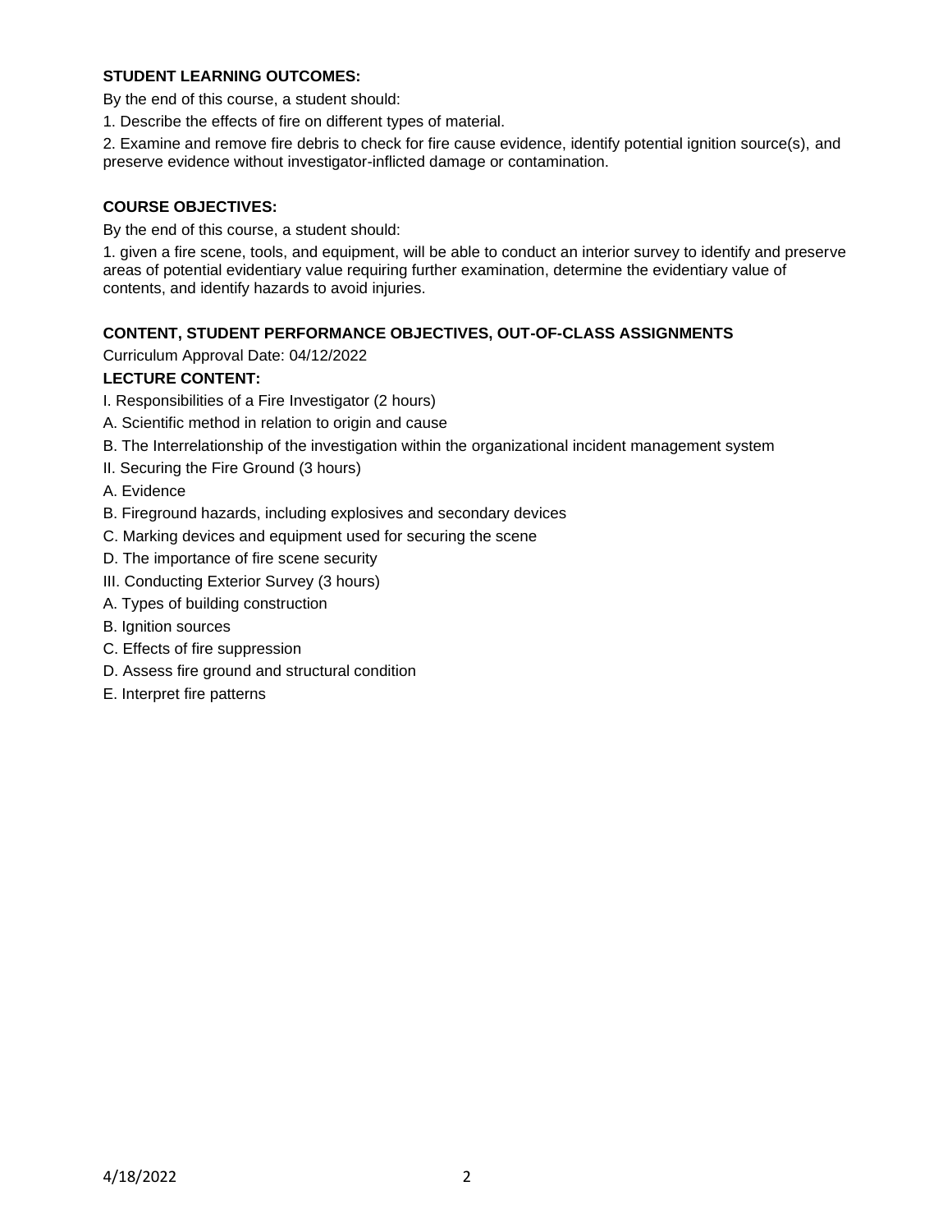**STUDENT LEARNING OUTCOMES:**

By the end of this course, a student should:

1. Describe the effects of fire on different types of material.

2. Examine and remove fire debris to check for fire cause evidence, identify potential ignition source(s), and preserve evidence without investigator-inflicted damage or contamination.

**COURSE OBJECTIVES:**

By the end of this course, a student should:

1. given a fire scene, tools, and equipment, will be able to conduct an interior survey to identify and preserve areas of potential evidentiary value requiring further examination, determine the evidentiary value of contents, and identify hazards to avoid injuries.

**CONTENT, STUDENT PERFORMANCE OBJECTIVES, OUT-OF-CLASS ASSIGNMENTS**

Curriculum Approval Date: 04/12/2022

**LECTURE CONTENT:**

I. Responsibilities of a Fire Investigator (2 hours)

A. Scientific method in relation to origin and cause

B. The Interrelationship of the investigation within the organizational incident management system

II. Securing the Fire Ground (3 hours)

A. Evidence

B. Fireground hazards, including explosives and secondary devices

C. Marking devices and equipment used for securing the scene

D. The importance of fire scene security

III. Conducting Exterior Survey (3 hours)

A. Types of building construction

B. Ignition sources

C. Effects of fire suppression

D. Assess fire ground and structural condition

E. Interpret fire patterns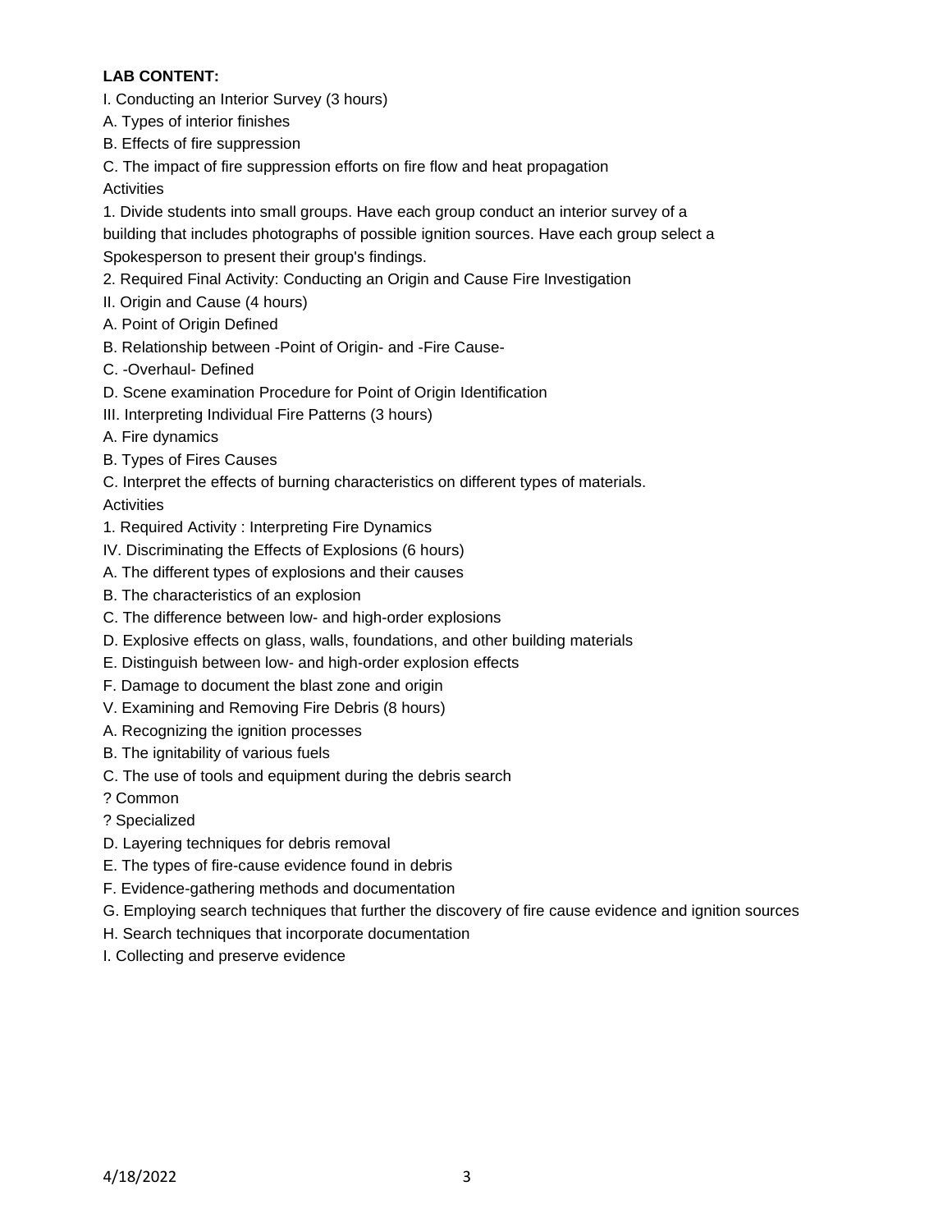**LAB CONTENT:**

I. Conducting an Interior Survey (3 hours)

A. Types of interior finishes

B. Effects of fire suppression

C. The impact of fire suppression efforts on fire flow and heat propagation

Activities

1. Divide students into small groups. Have each group conduct an interior survey of a building that includes photographs of possible ignition sources. Have each group select a Spokesperson to present their group's findings.

2. Required Final Activity: Conducting an Origin and Cause Fire Investigation

II. Origin and Cause (4 hours)

A. Point of Origin Defined

B. Relationship between -Point of Origin- and -Fire Cause-

C. -Overhaul- Defined

D. Scene examination Procedure for Point of Origin Identification

III. Interpreting Individual Fire Patterns (3 hours)

A. Fire dynamics

B. Types of Fires Causes

C. Interpret the effects of burning characteristics on different types of materials.

Activities

1. Required Activity : Interpreting Fire Dynamics

IV. Discriminating the Effects of Explosions (6 hours)

A. The different types of explosions and their causes

B. The characteristics of an explosion

C. The difference between low- and high-order explosions

D. Explosive effects on glass, walls, foundations, and other building materials

E. Distinguish between low- and high-order explosion effects

F. Damage to document the blast zone and origin

V. Examining and Removing Fire Debris (8 hours)

A. Recognizing the ignition processes

B. The ignitability of various fuels

C. The use of tools and equipment during the debris search

? Common

? Specialized

D. Layering techniques for debris removal

E. The types of fire-cause evidence found in debris

F. Evidence-gathering methods and documentation

G. Employing search techniques that further the discovery of fire cause evidence and ignition sources

H. Search techniques that incorporate documentation

I. Collecting and preserve evidence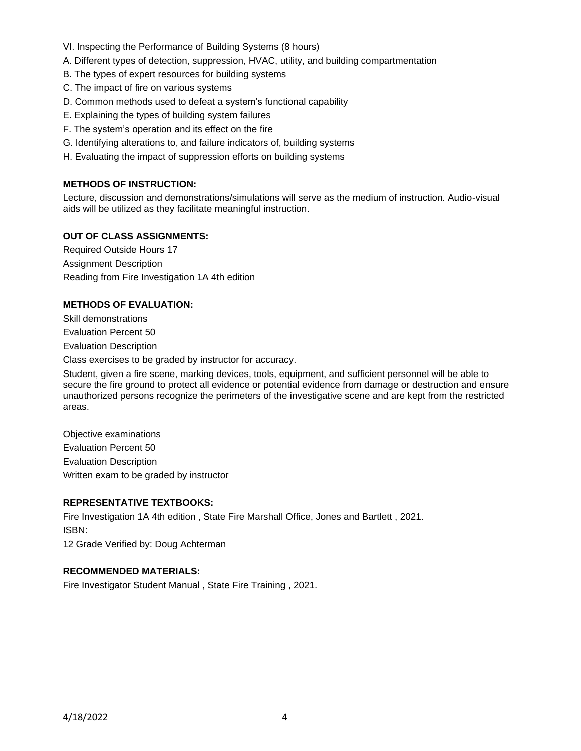VI. Inspecting the Performance of Building Systems (8 hours)

A. Different types of detection, suppression, HVAC, utility, and building compartmentation

B. The types of expert resources for building systems

C. The impact of fire on various systems

D. Common methods used to defeat a system's functional capability

E. Explaining the types of building system failures

F. The system's operation and its effect on the fire

G. Identifying alterations to, and failure indicators of, building systems

H. Evaluating the impact of suppression efforts on building systems

**METHODS OF INSTRUCTION:**

Lecture, discussion and demonstrations/simulations will serve as the medium of instruction. Audio-visual aids will be utilized as they facilitate meaningful instruction.

**OUT OF CLASS ASSIGNMENTS:**

Required Outside Hours 17

Assignment Description

Reading from Fire Investigation 1A 4th edition

**METHODS OF EVALUATION:**

Skill demonstrations

Evaluation Percent 50

Evaluation Description

Class exercises to be graded by instructor for accuracy.

Student, given a fire scene, marking devices, tools, equipment, and sufficient personnel will be able to secure the fire ground to protect all evidence or potential evidence from damage or destruction and ensure unauthorized persons recognize the perimeters of the investigative scene and are kept from the restricted areas.

Objective examinations

Evaluation Percent 50

Evaluation Description

Written exam to be graded by instructor

**REPRESENTATIVE TEXTBOOKS:**

Fire Investigation 1A 4th edition , State Fire Marshall Office, Jones and Bartlett , 2021.

ISBN:

12 Grade Verified by: Doug Achterman

**RECOMMENDED MATERIALS:**

Fire Investigator Student Manual , State Fire Training , 2021.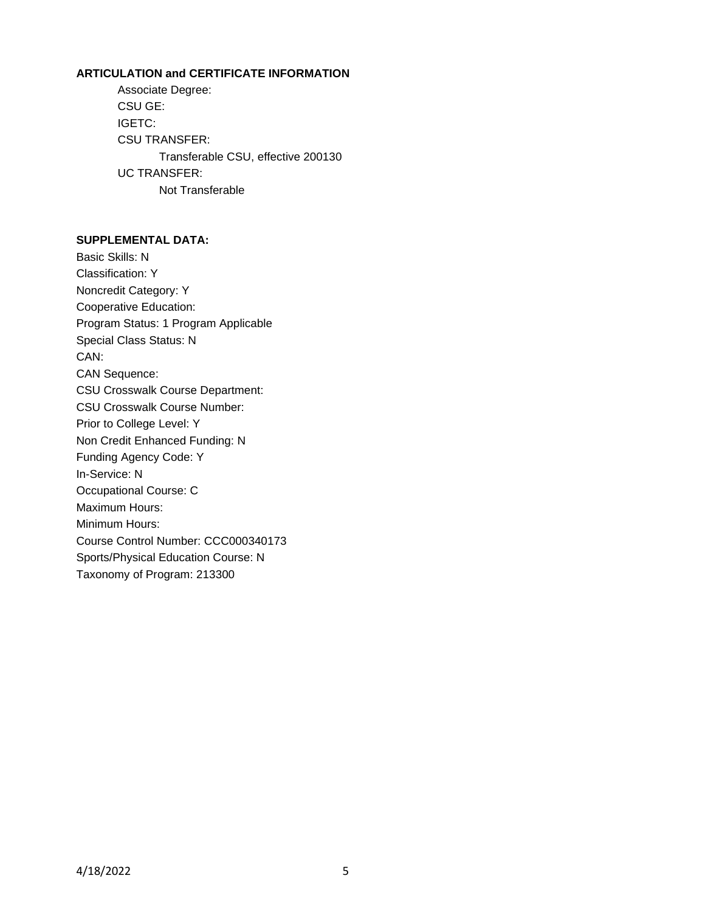**ARTICULATION and CERTIFICATE INFORMATION**

Associate Degree:

CSU GE:

IGETC:

CSU TRANSFER:

Transferable CSU, effective 200130

UC TRANSFER:

Not Transferable

**SUPPLEMENTAL DATA:**

Basic Skills: N

Classification: Y

Noncredit Category: Y

Cooperative Education:

Program Status: 1 Program Applicable

Special Class Status: N

CAN:

CAN Sequence:

CSU Crosswalk Course Department:

CSU Crosswalk Course Number:

Prior to College Level: Y

Non Credit Enhanced Funding: N

Funding Agency Code: Y

In-Service: N

Occupational Course: C

Maximum Hours:

Minimum Hours:

Course Control Number: CCC000340173

Sports/Physical Education Course: N

Taxonomy of Program: 213300